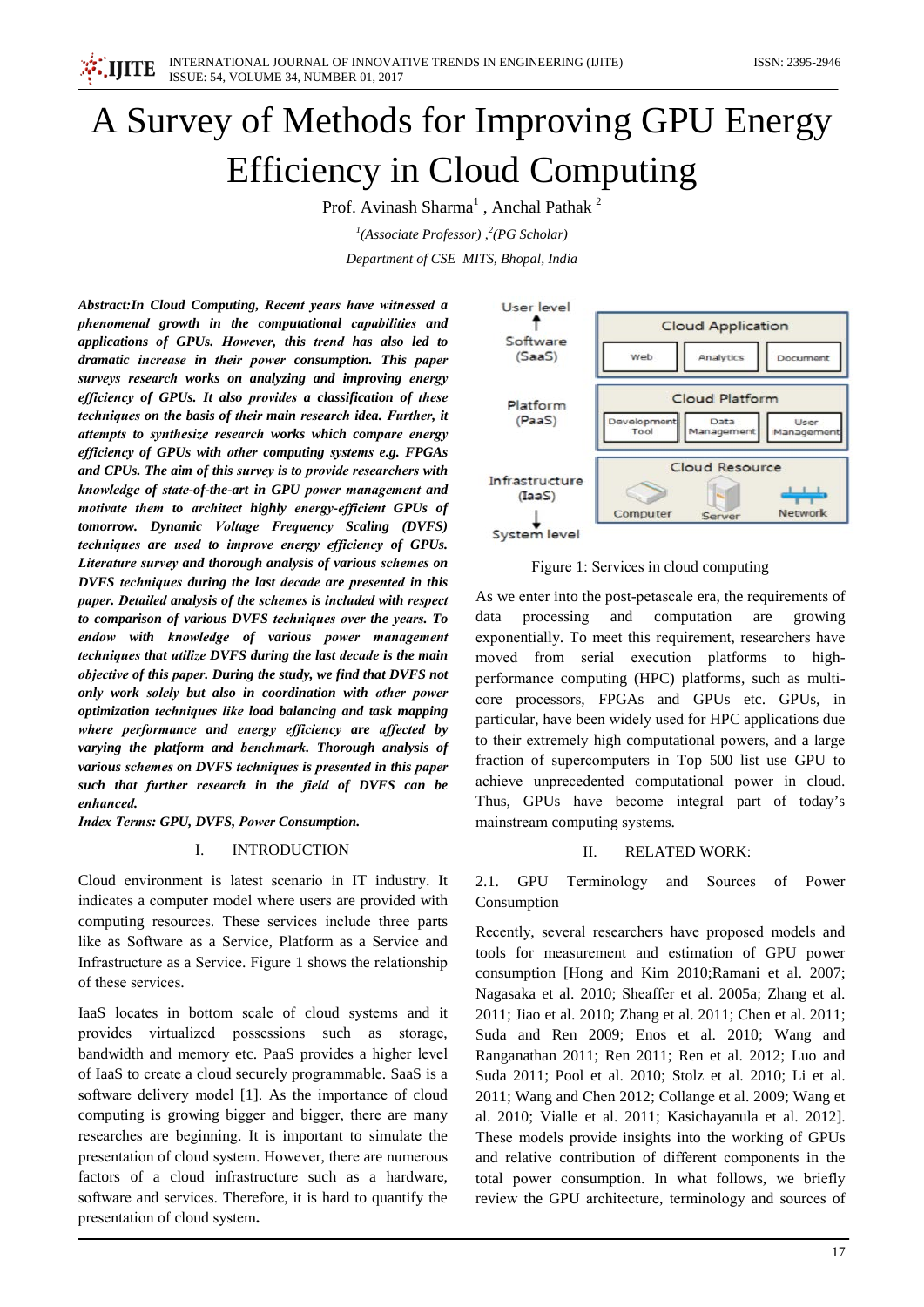# A Survey of Methods for Improving GPU Energy Efficiency in Cloud Computing

Prof. Avinash Sharma[1] , Anchal Pathak [2]

[1](Associate Professor) ,[2](PG Scholar)

Department of CSE MITS, Bhopal, India

***Abstract:In Cloud Computing, Recent years have witnessed a phenomenal growth in the computational capabilities and applications of GPUs. However, this trend has also led to dramatic increase in their power consumption. This paper surveys research works on analyzing and improving energy efficiency of GPUs. It also provides a classification of these techniques on the basis of their main research idea. Further, it attempts to synthesize research works which compare energy efficiency of GPUs with other computing systems e.g. FPGAs and CPUs. The aim of this survey is to provide researchers with knowledge of state-of-the-art in GPU power management and motivate them to architect highly energy-efficient GPUs of tomorrow. Dynamic Voltage Frequency Scaling (DVFS) techniques are used to improve energy efficiency of GPUs. Literature survey and thorough analysis of various schemes on DVFS techniques during the last decade are presented in this paper. Detailed analysis of the schemes is included with respect to comparison of various DVFS techniques over the years. To endow with knowledge of various power management techniques that utilize DVFS during the last decade is the main objective of this paper. During the study, we find that DVFS not only work solely but also in coordination with other power optimization techniques like load balancing and task mapping where performance and energy efficiency are affected by varying the platform and benchmark. Thorough analysis of various schemes on DVFS techniques is presented in this paper such that further research in the field of DVFS can be enhanced.***

***Index Terms: GPU, DVFS, Power Consumption.***

## I. INTRODUCTION

Cloud environment is latest scenario in IT industry. It indicates a computer model where users are provided with computing resources. These services include three parts like as Software as a Service, Platform as a Service and Infrastructure as a Service. Figure 1 shows the relationship of these services.

IaaS locates in bottom scale of cloud systems and it provides virtualized possessions such as storage, bandwidth and memory etc. PaaS provides a higher level of IaaS to create a cloud securely programmable. SaaS is a software delivery model [1]. As the importance of cloud computing is growing bigger and bigger, there are many researches are beginning. It is important to simulate the presentation of cloud system. However, there are numerous factors of a cloud infrastructure such as a hardware, software and services. Therefore, it is hard to quantify the presentation of cloud system**.**

Figure 1: Services in cloud computing

As we enter into the post-petascale era, the requirements of data processing and computation are growing exponentially. To meet this requirement, researchers have moved from serial execution platforms to high-performance computing (HPC) platforms, such as multi-core processors, FPGAs and GPUs etc. GPUs, in particular, have been widely used for HPC applications due to their extremely high computational powers, and a large fraction of supercomputers in Top 500 list use GPU to achieve unprecedented computational power in cloud. Thus, GPUs have become integral part of today's mainstream computing systems.

## II. RELATED WORK:

### 2.1. GPU Terminology and Sources of Power Consumption

Recently, several researchers have proposed models and tools for measurement and estimation of GPU power consumption [Hong and Kim 2010;Ramani et al. 2007; Nagasaka et al. 2010; Sheaffer et al. 2005a; Zhang et al. 2011; Jiao et al. 2010; Zhang et al. 2011; Chen et al. 2011; Suda and Ren 2009; Enos et al. 2010; Wang and Ranganathan 2011; Ren 2011; Ren et al. 2012; Luo and Suda 2011; Pool et al. 2010; Stolz et al. 2010; Li et al. 2011; Wang and Chen 2012; Collange et al. 2009; Wang et al. 2010; Vialle et al. 2011; Kasichayanula et al. 2012]. These models provide insights into the working of GPUs and relative contribution of different components in the total power consumption. In what follows, we briefly review the GPU architecture, terminology and sources of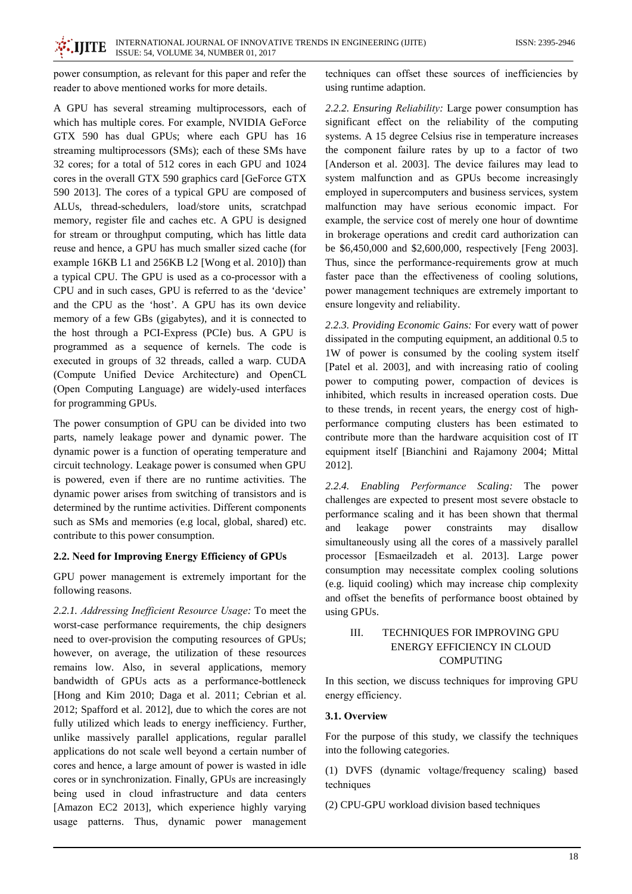power consumption, as relevant for this paper and refer the reader to above mentioned works for more details.

A GPU has several streaming multiprocessors, each of which has multiple cores. For example, NVIDIA GeForce GTX 590 has dual GPUs; where each GPU has 16 streaming multiprocessors (SMs); each of these SMs have 32 cores; for a total of 512 cores in each GPU and 1024 cores in the overall GTX 590 graphics card [GeForce GTX 590 2013]. The cores of a typical GPU are composed of ALUs, thread-schedulers, load/store units, scratchpad memory, register file and caches etc. A GPU is designed for stream or throughput computing, which has little data reuse and hence, a GPU has much smaller sized cache (for example 16KB L1 and 256KB L2 [Wong et al. 2010]) than a typical CPU. The GPU is used as a co-processor with a CPU and in such cases, GPU is referred to as the 'device' and the CPU as the 'host'. A GPU has its own device memory of a few GBs (gigabytes), and it is connected to the host through a PCI-Express (PCIe) bus. A GPU is programmed as a sequence of kernels. The code is executed in groups of 32 threads, called a warp. CUDA (Compute Unified Device Architecture) and OpenCL (Open Computing Language) are widely-used interfaces for programming GPUs.

The power consumption of GPU can be divided into two parts, namely leakage power and dynamic power. The dynamic power is a function of operating temperature and circuit technology. Leakage power is consumed when GPU is powered, even if there are no runtime activities. The dynamic power arises from switching of transistors and is determined by the runtime activities. Different components such as SMs and memories (e.g local, global, shared) etc. contribute to this power consumption.

### 2.2. Need for Improving Energy Efficiency of GPUs

GPU power management is extremely important for the following reasons.

*2.2.1. Addressing Inefficient Resource Usage:* To meet the worst-case performance requirements, the chip designers need to over-provision the computing resources of GPUs; however, on average, the utilization of these resources remains low. Also, in several applications, memory bandwidth of GPUs acts as a performance-bottleneck [Hong and Kim 2010; Daga et al. 2011; Cebrian et al. 2012; Spafford et al. 2012], due to which the cores are not fully utilized which leads to energy inefficiency. Further, unlike massively parallel applications, regular parallel applications do not scale well beyond a certain number of cores and hence, a large amount of power is wasted in idle cores or in synchronization. Finally, GPUs are increasingly being used in cloud infrastructure and data centers [Amazon EC2 2013], which experience highly varying usage patterns. Thus, dynamic power management techniques can offset these sources of inefficiencies by using runtime adaption.

*2.2.2. Ensuring Reliability:* Large power consumption has significant effect on the reliability of the computing systems. A 15 degree Celsius rise in temperature increases the component failure rates by up to a factor of two [Anderson et al. 2003]. The device failures may lead to system malfunction and as GPUs become increasingly employed in supercomputers and business services, system malfunction may have serious economic impact. For example, the service cost of merely one hour of downtime in brokerage operations and credit card authorization can be \$6,450,000 and \$2,600,000, respectively [Feng 2003]. Thus, since the performance-requirements grow at much faster pace than the effectiveness of cooling solutions, power management techniques are extremely important to ensure longevity and reliability.

*2.2.3. Providing Economic Gains:* For every watt of power dissipated in the computing equipment, an additional 0.5 to 1W of power is consumed by the cooling system itself [Patel et al. 2003], and with increasing ratio of cooling power to computing power, compaction of devices is inhibited, which results in increased operation costs. Due to these trends, in recent years, the energy cost of high-performance computing clusters has been estimated to contribute more than the hardware acquisition cost of IT equipment itself [Bianchini and Rajamony 2004; Mittal 2012].

*2.2.4. Enabling Performance Scaling:* The power challenges are expected to present most severe obstacle to performance scaling and it has been shown that thermal and leakage power constraints may disallow simultaneously using all the cores of a massively parallel processor [Esmaeilzadeh et al. 2013]. Large power consumption may necessitate complex cooling solutions (e.g. liquid cooling) which may increase chip complexity and offset the benefits of performance boost obtained by using GPUs.

## III. TECHNIQUES FOR IMPROVING GPU ENERGY EFFICIENCY IN CLOUD COMPUTING

In this section, we discuss techniques for improving GPU energy efficiency.

### 3.1. Overview

For the purpose of this study, we classify the techniques into the following categories.

(1) DVFS (dynamic voltage/frequency scaling) based techniques

(2) CPU-GPU workload division based techniques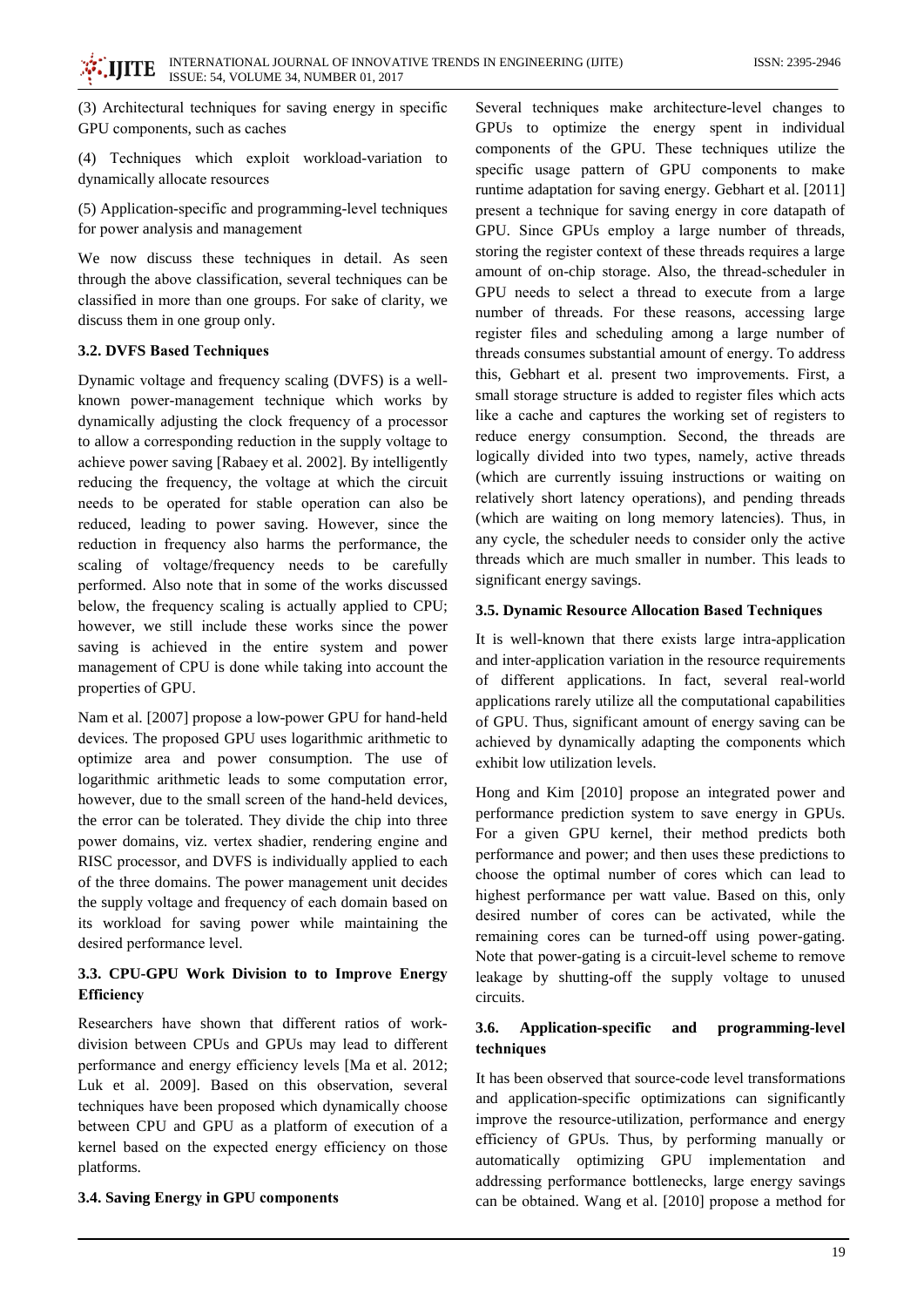(3) Architectural techniques for saving energy in specific GPU components, such as caches

(4) Techniques which exploit workload-variation to dynamically allocate resources

(5) Application-specific and programming-level techniques for power analysis and management

We now discuss these techniques in detail. As seen through the above classification, several techniques can be classified in more than one groups. For sake of clarity, we discuss them in one group only.

### 3.2. DVFS Based Techniques

Dynamic voltage and frequency scaling (DVFS) is a well-known power-management technique which works by dynamically adjusting the clock frequency of a processor to allow a corresponding reduction in the supply voltage to achieve power saving [Rabaey et al. 2002]. By intelligently reducing the frequency, the voltage at which the circuit needs to be operated for stable operation can also be reduced, leading to power saving. However, since the reduction in frequency also harms the performance, the scaling of voltage/frequency needs to be carefully performed. Also note that in some of the works discussed below, the frequency scaling is actually applied to CPU; however, we still include these works since the power saving is achieved in the entire system and power management of CPU is done while taking into account the properties of GPU.

Nam et al. [2007] propose a low-power GPU for hand-held devices. The proposed GPU uses logarithmic arithmetic to optimize area and power consumption. The use of logarithmic arithmetic leads to some computation error, however, due to the small screen of the hand-held devices, the error can be tolerated. They divide the chip into three power domains, viz. vertex shadier, rendering engine and RISC processor, and DVFS is individually applied to each of the three domains. The power management unit decides the supply voltage and frequency of each domain based on its workload for saving power while maintaining the desired performance level.

### 3.3. CPU-GPU Work Division to to Improve Energy Efficiency

Researchers have shown that different ratios of work-division between CPUs and GPUs may lead to different performance and energy efficiency levels [Ma et al. 2012; Luk et al. 2009]. Based on this observation, several techniques have been proposed which dynamically choose between CPU and GPU as a platform of execution of a kernel based on the expected energy efficiency on those platforms.

### 3.4. Saving Energy in GPU components

Several techniques make architecture-level changes to GPUs to optimize the energy spent in individual components of the GPU. These techniques utilize the specific usage pattern of GPU components to make runtime adaptation for saving energy. Gebhart et al. [2011] present a technique for saving energy in core datapath of GPU. Since GPUs employ a large number of threads, storing the register context of these threads requires a large amount of on-chip storage. Also, the thread-scheduler in GPU needs to select a thread to execute from a large number of threads. For these reasons, accessing large register files and scheduling among a large number of threads consumes substantial amount of energy. To address this, Gebhart et al. present two improvements. First, a small storage structure is added to register files which acts like a cache and captures the working set of registers to reduce energy consumption. Second, the threads are logically divided into two types, namely, active threads (which are currently issuing instructions or waiting on relatively short latency operations), and pending threads (which are waiting on long memory latencies). Thus, in any cycle, the scheduler needs to consider only the active threads which are much smaller in number. This leads to significant energy savings.

### 3.5. Dynamic Resource Allocation Based Techniques

It is well-known that there exists large intra-application and inter-application variation in the resource requirements of different applications. In fact, several real-world applications rarely utilize all the computational capabilities of GPU. Thus, significant amount of energy saving can be achieved by dynamically adapting the components which exhibit low utilization levels.

Hong and Kim [2010] propose an integrated power and performance prediction system to save energy in GPUs. For a given GPU kernel, their method predicts both performance and power; and then uses these predictions to choose the optimal number of cores which can lead to highest performance per watt value. Based on this, only desired number of cores can be activated, while the remaining cores can be turned-off using power-gating. Note that power-gating is a circuit-level scheme to remove leakage by shutting-off the supply voltage to unused circuits.

### 3.6. Application-specific and programming-level techniques

It has been observed that source-code level transformations and application-specific optimizations can significantly improve the resource-utilization, performance and energy efficiency of GPUs. Thus, by performing manually or automatically optimizing GPU implementation and addressing performance bottlenecks, large energy savings can be obtained. Wang et al. [2010] propose a method for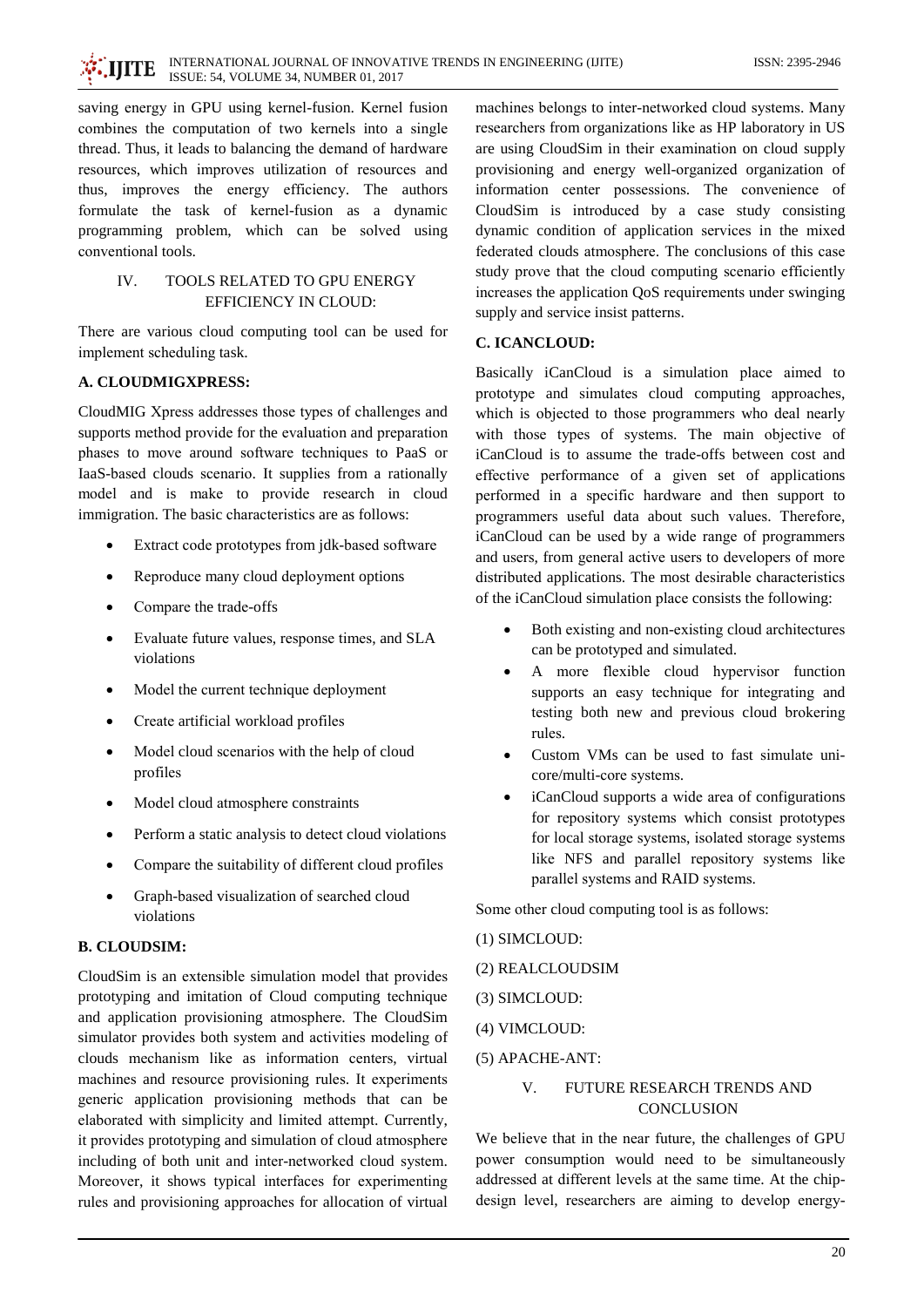saving energy in GPU using kernel-fusion. Kernel fusion combines the computation of two kernels into a single thread. Thus, it leads to balancing the demand of hardware resources, which improves utilization of resources and thus, improves the energy efficiency. The authors formulate the task of kernel-fusion as a dynamic programming problem, which can be solved using conventional tools.

## IV. TOOLS RELATED TO GPU ENERGY EFFICIENCY IN CLOUD:

There are various cloud computing tool can be used for implement scheduling task.

### A. CLOUDMIGXPRESS:

CloudMIG Xpress addresses those types of challenges and supports method provide for the evaluation and preparation phases to move around software techniques to PaaS or IaaS-based clouds scenario. It supplies from a rationally model and is make to provide research in cloud immigration. The basic characteristics are as follows:

- Extract code prototypes from jdk-based software
- Reproduce many cloud deployment options
- Compare the trade-offs
- Evaluate future values, response times, and SLA violations
- Model the current technique deployment
- Create artificial workload profiles
- Model cloud scenarios with the help of cloud profiles
- Model cloud atmosphere constraints
- Perform a static analysis to detect cloud violations
- Compare the suitability of different cloud profiles
- Graph-based visualization of searched cloud violations

### B. CLOUDSIM:

CloudSim is an extensible simulation model that provides prototyping and imitation of Cloud computing technique and application provisioning atmosphere. The CloudSim simulator provides both system and activities modeling of clouds mechanism like as information centers, virtual machines and resource provisioning rules. It experiments generic application provisioning methods that can be elaborated with simplicity and limited attempt. Currently, it provides prototyping and simulation of cloud atmosphere including of both unit and inter-networked cloud system. Moreover, it shows typical interfaces for experimenting rules and provisioning approaches for allocation of virtual machines belongs to inter-networked cloud systems. Many researchers from organizations like as HP laboratory in US are using CloudSim in their examination on cloud supply provisioning and energy well-organized organization of information center possessions. The convenience of CloudSim is introduced by a case study consisting dynamic condition of application services in the mixed federated clouds atmosphere. The conclusions of this case study prove that the cloud computing scenario efficiently increases the application QoS requirements under swinging supply and service insist patterns.

### C. ICANCLOUD:

Basically iCanCloud is a simulation place aimed to prototype and simulates cloud computing approaches, which is objected to those programmers who deal nearly with those types of systems. The main objective of iCanCloud is to assume the trade-offs between cost and effective performance of a given set of applications performed in a specific hardware and then support to programmers useful data about such values. Therefore, iCanCloud can be used by a wide range of programmers and users, from general active users to developers of more distributed applications. The most desirable characteristics of the iCanCloud simulation place consists the following:

- Both existing and non-existing cloud architectures can be prototyped and simulated.
- A more flexible cloud hypervisor function supports an easy technique for integrating and testing both new and previous cloud brokering rules.
- Custom VMs can be used to fast simulate uni-core/multi-core systems.
- iCanCloud supports a wide area of configurations for repository systems which consist prototypes for local storage systems, isolated storage systems like NFS and parallel repository systems like parallel systems and RAID systems.

Some other cloud computing tool is as follows:

(1) SIMCLOUD:

(2) REALCLOUDSIM

(3) SIMCLOUD:

(4) VIMCLOUD:

(5) APACHE-ANT:

## V. FUTURE RESEARCH TRENDS AND CONCLUSION

We believe that in the near future, the challenges of GPU power consumption would need to be simultaneously addressed at different levels at the same time. At the chip-design level, researchers are aiming to develop energy-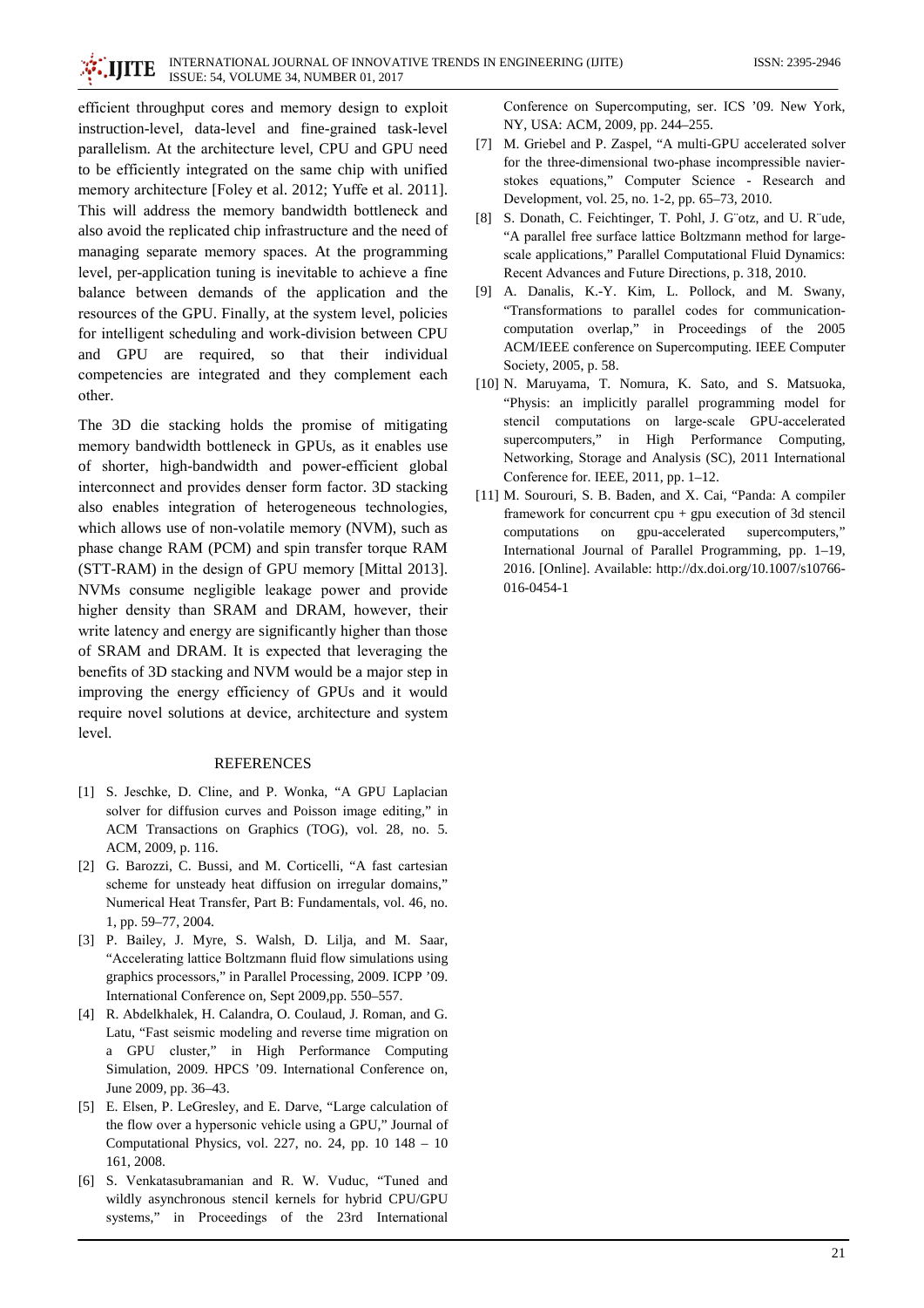efficient throughput cores and memory design to exploit instruction-level, data-level and fine-grained task-level parallelism. At the architecture level, CPU and GPU need to be efficiently integrated on the same chip with unified memory architecture [Foley et al. 2012; Yuffe et al. 2011]. This will address the memory bandwidth bottleneck and also avoid the replicated chip infrastructure and the need of managing separate memory spaces. At the programming level, per-application tuning is inevitable to achieve a fine balance between demands of the application and the resources of the GPU. Finally, at the system level, policies for intelligent scheduling and work-division between CPU and GPU are required, so that their individual competencies are integrated and they complement each other.

The 3D die stacking holds the promise of mitigating memory bandwidth bottleneck in GPUs, as it enables use of shorter, high-bandwidth and power-efficient global interconnect and provides denser form factor. 3D stacking also enables integration of heterogeneous technologies, which allows use of non-volatile memory (NVM), such as phase change RAM (PCM) and spin transfer torque RAM (STT-RAM) in the design of GPU memory [Mittal 2013]. NVMs consume negligible leakage power and provide higher density than SRAM and DRAM, however, their write latency and energy are significantly higher than those of SRAM and DRAM. It is expected that leveraging the benefits of 3D stacking and NVM would be a major step in improving the energy efficiency of GPUs and it would require novel solutions at device, architecture and system level.

## REFERENCES

[1] S. Jeschke, D. Cline, and P. Wonka, "A GPU Laplacian solver for diffusion curves and Poisson image editing," in ACM Transactions on Graphics (TOG), vol. 28, no. 5. ACM, 2009, p. 116.

[2] G. Barozzi, C. Bussi, and M. Corticelli, "A fast cartesian scheme for unsteady heat diffusion on irregular domains," Numerical Heat Transfer, Part B: Fundamentals, vol. 46, no. 1, pp. 59–77, 2004.

[3] P. Bailey, J. Myre, S. Walsh, D. Lilja, and M. Saar, "Accelerating lattice Boltzmann fluid flow simulations using graphics processors," in Parallel Processing, 2009. ICPP '09. International Conference on, Sept 2009,pp. 550–557.

[4] R. Abdelkhalek, H. Calandra, O. Coulaud, J. Roman, and G. Latu, "Fast seismic modeling and reverse time migration on a GPU cluster," in High Performance Computing Simulation, 2009. HPCS '09. International Conference on, June 2009, pp. 36–43.

[5] E. Elsen, P. LeGresley, and E. Darve, "Large calculation of the flow over a hypersonic vehicle using a GPU," Journal of Computational Physics, vol. 227, no. 24, pp. 10 148 – 10 161, 2008.

[6] S. Venkatasubramanian and R. W. Vuduc, "Tuned and wildly asynchronous stencil kernels for hybrid CPU/GPU systems," in Proceedings of the 23rd International Conference on Supercomputing, ser. ICS '09. New York, NY, USA: ACM, 2009, pp. 244–255.

[7] M. Griebel and P. Zaspel, "A multi-GPU accelerated solver for the three-dimensional two-phase incompressible navier-stokes equations," Computer Science - Research and Development, vol. 25, no. 1-2, pp. 65–73, 2010.

[8] S. Donath, C. Feichtinger, T. Pohl, J. G¨otz, and U. R¨ude, "A parallel free surface lattice Boltzmann method for large-scale applications," Parallel Computational Fluid Dynamics: Recent Advances and Future Directions, p. 318, 2010.

[9] A. Danalis, K.-Y. Kim, L. Pollock, and M. Swany, "Transformations to parallel codes for communication-computation overlap," in Proceedings of the 2005 ACM/IEEE conference on Supercomputing. IEEE Computer Society, 2005, p. 58.

[10] N. Maruyama, T. Nomura, K. Sato, and S. Matsuoka, "Physis: an implicitly parallel programming model for stencil computations on large-scale GPU-accelerated supercomputers," in High Performance Computing, Networking, Storage and Analysis (SC), 2011 International Conference for. IEEE, 2011, pp. 1–12.

[11] M. Sourouri, S. B. Baden, and X. Cai, "Panda: A compiler framework for concurrent cpu + gpu execution of 3d stencil computations on gpu-accelerated supercomputers," International Journal of Parallel Programming, pp. 1–19, 2016. [Online]. Available: http://dx.doi.org/10.1007/s10766-016-0454-1